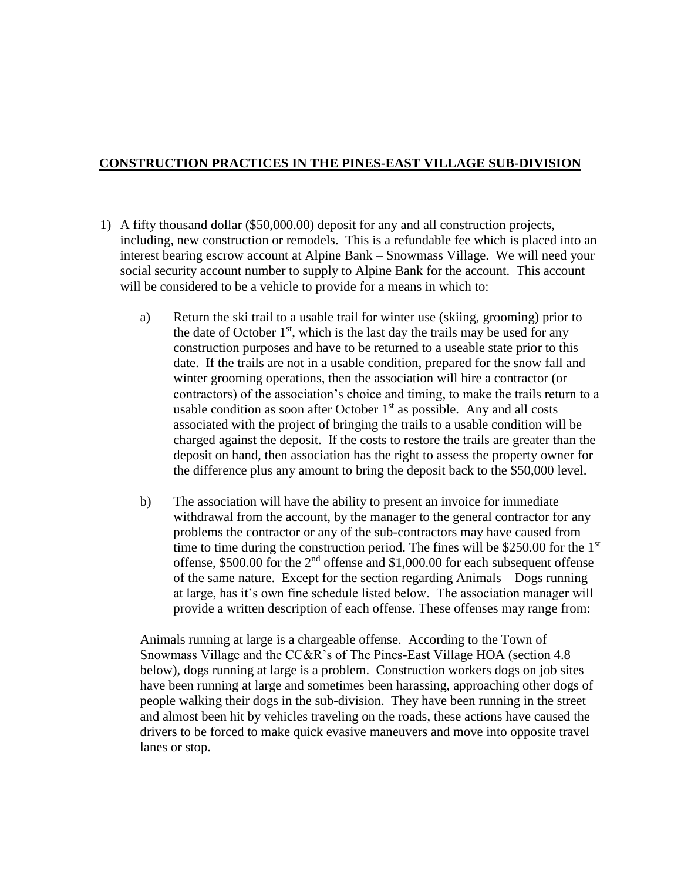**CONSTRUCTION PRACTICES IN THE PINES-EAST VILLAGE SUB-DIVISION**

1) A fifty thousand dollar ($50,000.00) deposit for any and all construction projects, including, new construction or remodels. This is a refundable fee which is placed into an interest bearing escrow account at Alpine Bank – Snowmass Village. We will need your social security account number to supply to Alpine Bank for the account. This account will be considered to be a vehicle to provide for a means in which to:

   a) Return the ski trail to a usable trail for winter use (skiing, grooming) prior to the date of October 1st, which is the last day the trails may be used for any construction purposes and have to be returned to a useable state prior to this date. If the trails are not in a usable condition, prepared for the snow fall and winter grooming operations, then the association will hire a contractor (or contractors) of the association's choice and timing, to make the trails return to a usable condition as soon after October 1st as possible. Any and all costs associated with the project of bringing the trails to a usable condition will be charged against the deposit. If the costs to restore the trails are greater than the deposit on hand, then association has the right to assess the property owner for the difference plus any amount to bring the deposit back to the $50,000 level.

   b) The association will have the ability to present an invoice for immediate withdrawal from the account, by the manager to the general contractor for any problems the contractor or any of the sub-contractors may have caused from time to time during the construction period. The fines will be $250.00 for the 1st offense, $500.00 for the 2nd offense and $1,000.00 for each subsequent offense of the same nature. Except for the section regarding Animals – Dogs running at large, has it's own fine schedule listed below. The association manager will provide a written description of each offense. These offenses may range from:

   Animals running at large is a chargeable offense. According to the Town of Snowmass Village and the CC&R's of The Pines-East Village HOA (section 4.8 below), dogs running at large is a problem. Construction workers dogs on job sites have been running at large and sometimes been harassing, approaching other dogs of people walking their dogs in the sub-division. They have been running in the street and almost been hit by vehicles traveling on the roads, these actions have caused the drivers to be forced to make quick evasive maneuvers and move into opposite travel lanes or stop.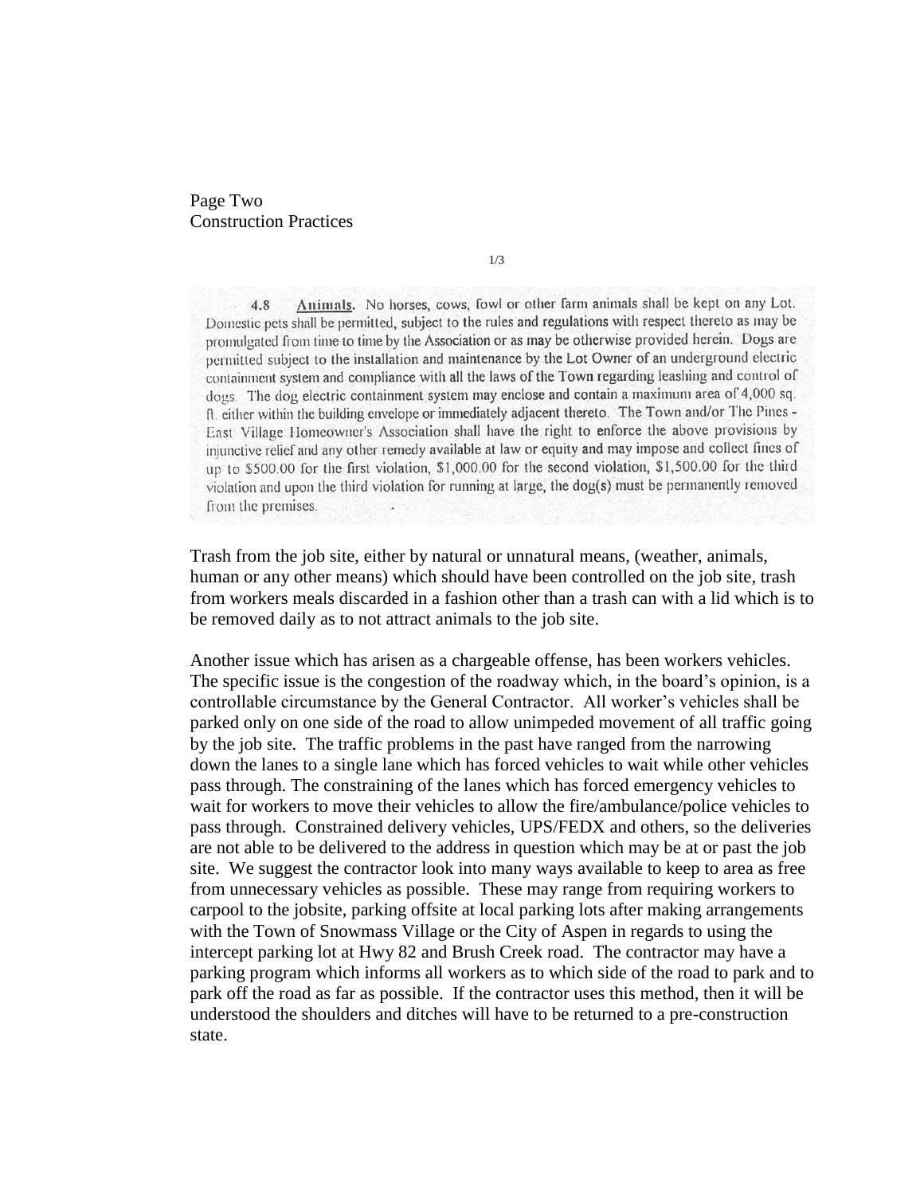Page Two
Construction Practices

1/3

**4.8 Animals.** No horses, cows, fowl or other farm animals shall be kept on any Lot. Domestic pets shall be permitted, subject to the rules and regulations with respect thereto as may be promulgated from time to time by the Association or as may be otherwise provided herein. Dogs are permitted subject to the installation and maintenance by the Lot Owner of an underground electric containment system and compliance with all the laws of the Town regarding leashing and control of dogs. The dog electric containment system may enclose and contain a maximum area of 4,000 sq. ft. either within the building envelope or immediately adjacent thereto. The Town and/or The Pines - East Village Homeowner's Association shall have the right to enforce the above provisions by injunctive relief and any other remedy available at law or equity and may impose and collect fines of up to $500.00 for the first violation, $1,000.00 for the second violation, $1,500.00 for the third violation and upon the third violation for running at large, the dog(s) must be permanently removed from the premises.

Trash from the job site, either by natural or unnatural means, (weather, animals, human or any other means) which should have been controlled on the job site, trash from workers meals discarded in a fashion other than a trash can with a lid which is to be removed daily as to not attract animals to the job site.

Another issue which has arisen as a chargeable offense, has been workers vehicles. The specific issue is the congestion of the roadway which, in the board's opinion, is a controllable circumstance by the General Contractor. All worker's vehicles shall be parked only on one side of the road to allow unimpeded movement of all traffic going by the job site. The traffic problems in the past have ranged from the narrowing down the lanes to a single lane which has forced vehicles to wait while other vehicles pass through. The constraining of the lanes which has forced emergency vehicles to wait for workers to move their vehicles to allow the fire/ambulance/police vehicles to pass through. Constrained delivery vehicles, UPS/FEDX and others, so the deliveries are not able to be delivered to the address in question which may be at or past the job site. We suggest the contractor look into many ways available to keep to area as free from unnecessary vehicles as possible. These may range from requiring workers to carpool to the jobsite, parking offsite at local parking lots after making arrangements with the Town of Snowmass Village or the City of Aspen in regards to using the intercept parking lot at Hwy 82 and Brush Creek road. The contractor may have a parking program which informs all workers as to which side of the road to park and to park off the road as far as possible. If the contractor uses this method, then it will be understood the shoulders and ditches will have to be returned to a pre-construction state.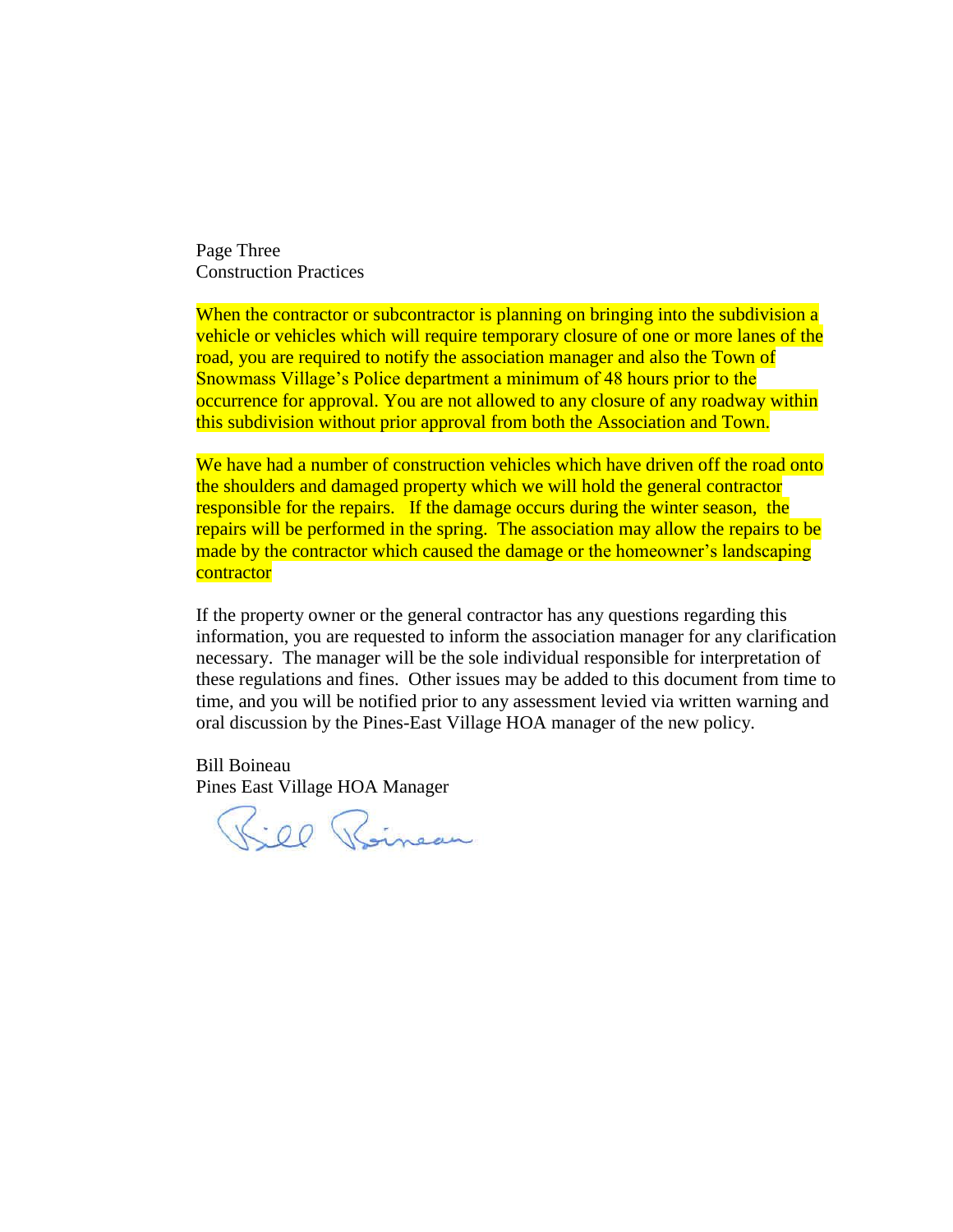Page Three
Construction Practices

When the contractor or subcontractor is planning on bringing into the subdivision a vehicle or vehicles which will require temporary closure of one or more lanes of the road, you are required to notify the association manager and also the Town of Snowmass Village's Police department a minimum of 48 hours prior to the occurrence for approval. You are not allowed to any closure of any roadway within this subdivision without prior approval from both the Association and Town.

We have had a number of construction vehicles which have driven off the road onto the shoulders and damaged property which we will hold the general contractor responsible for the repairs. If the damage occurs during the winter season, the repairs will be performed in the spring. The association may allow the repairs to be made by the contractor which caused the damage or the homeowner's landscaping contractor

If the property owner or the general contractor has any questions regarding this information, you are requested to inform the association manager for any clarification necessary. The manager will be the sole individual responsible for interpretation of these regulations and fines. Other issues may be added to this document from time to time, and you will be notified prior to any assessment levied via written warning and oral discussion by the Pines-East Village HOA manager of the new policy.

Bill Boineau
Pines East Village HOA Manager

Bill Boineau